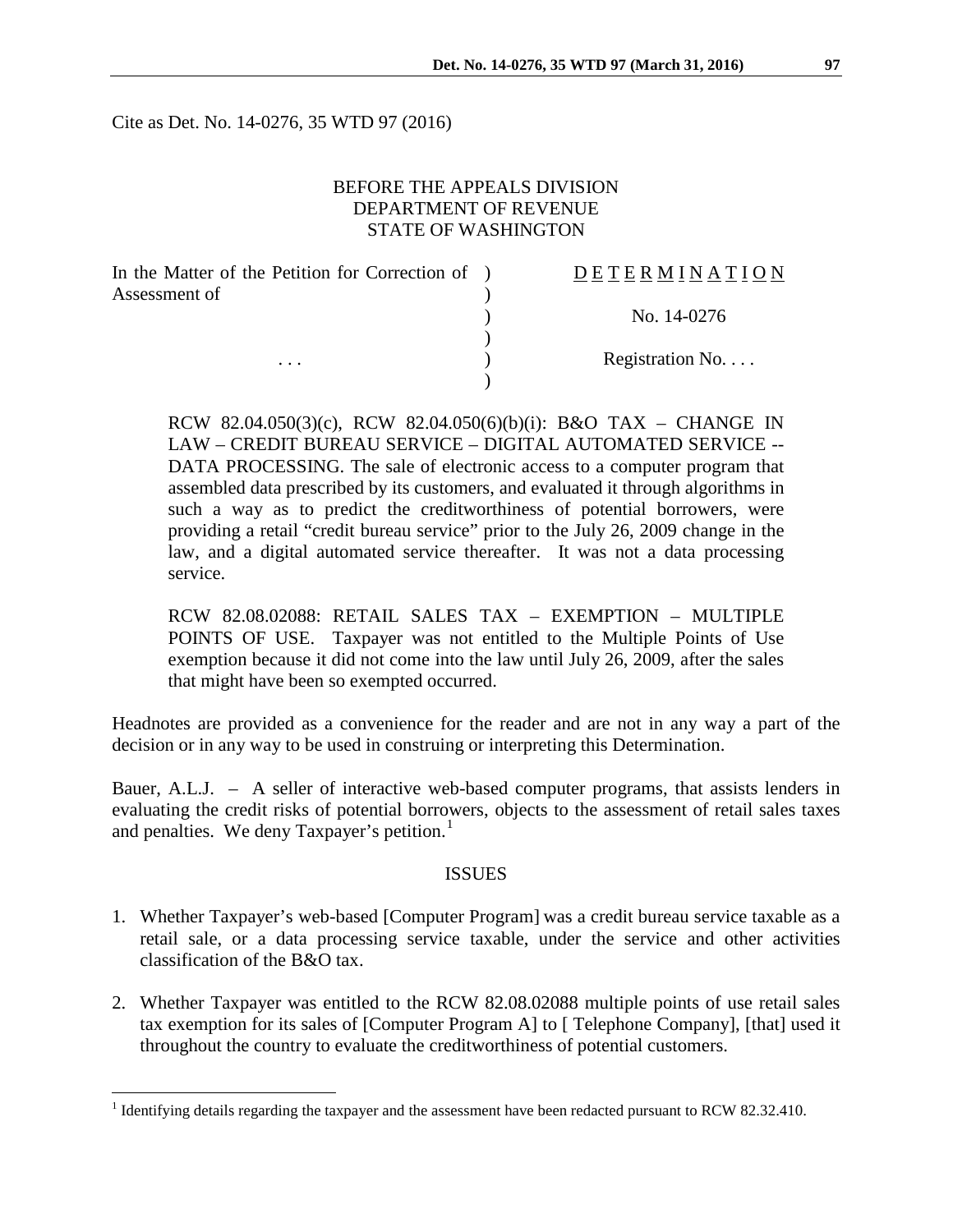Cite as Det. No. 14-0276, 35 WTD 97 (2016)

BEFORE THE APPEALS DIVISION
DEPARTMENT OF REVENUE
STATE OF WASHINGTON

| | | |
|---|---|---|
| In the Matter of the Petition for Correction of Assessment of | ) | D E T E R M I N A T I O N |
| | ) | No. 14-0276 |
| . . . | ) | Registration No. . . . |

RCW 82.04.050(3)(c), RCW 82.04.050(6)(b)(i): B&O TAX – CHANGE IN LAW – CREDIT BUREAU SERVICE – DIGITAL AUTOMATED SERVICE -- DATA PROCESSING. The sale of electronic access to a computer program that assembled data prescribed by its customers, and evaluated it through algorithms in such a way as to predict the creditworthiness of potential borrowers, were providing a retail "credit bureau service" prior to the July 26, 2009 change in the law, and a digital automated service thereafter. It was not a data processing service.

RCW 82.08.02088: RETAIL SALES TAX – EXEMPTION – MULTIPLE POINTS OF USE. Taxpayer was not entitled to the Multiple Points of Use exemption because it did not come into the law until July 26, 2009, after the sales that might have been so exempted occurred.

Headnotes are provided as a convenience for the reader and are not in any way a part of the decision or in any way to be used in construing or interpreting this Determination.

Bauer, A.L.J. – A seller of interactive web-based computer programs, that assists lenders in evaluating the credit risks of potential borrowers, objects to the assessment of retail sales taxes and penalties. We deny Taxpayer's petition.[1]

## ISSUES

1. Whether Taxpayer's web-based [Computer Program] was a credit bureau service taxable as a retail sale, or a data processing service taxable, under the service and other activities classification of the B&O tax.

2. Whether Taxpayer was entitled to the RCW 82.08.02088 multiple points of use retail sales tax exemption for its sales of [Computer Program A] to [ Telephone Company], [that] used it throughout the country to evaluate the creditworthiness of potential customers.

[1] Identifying details regarding the taxpayer and the assessment have been redacted pursuant to RCW 82.32.410.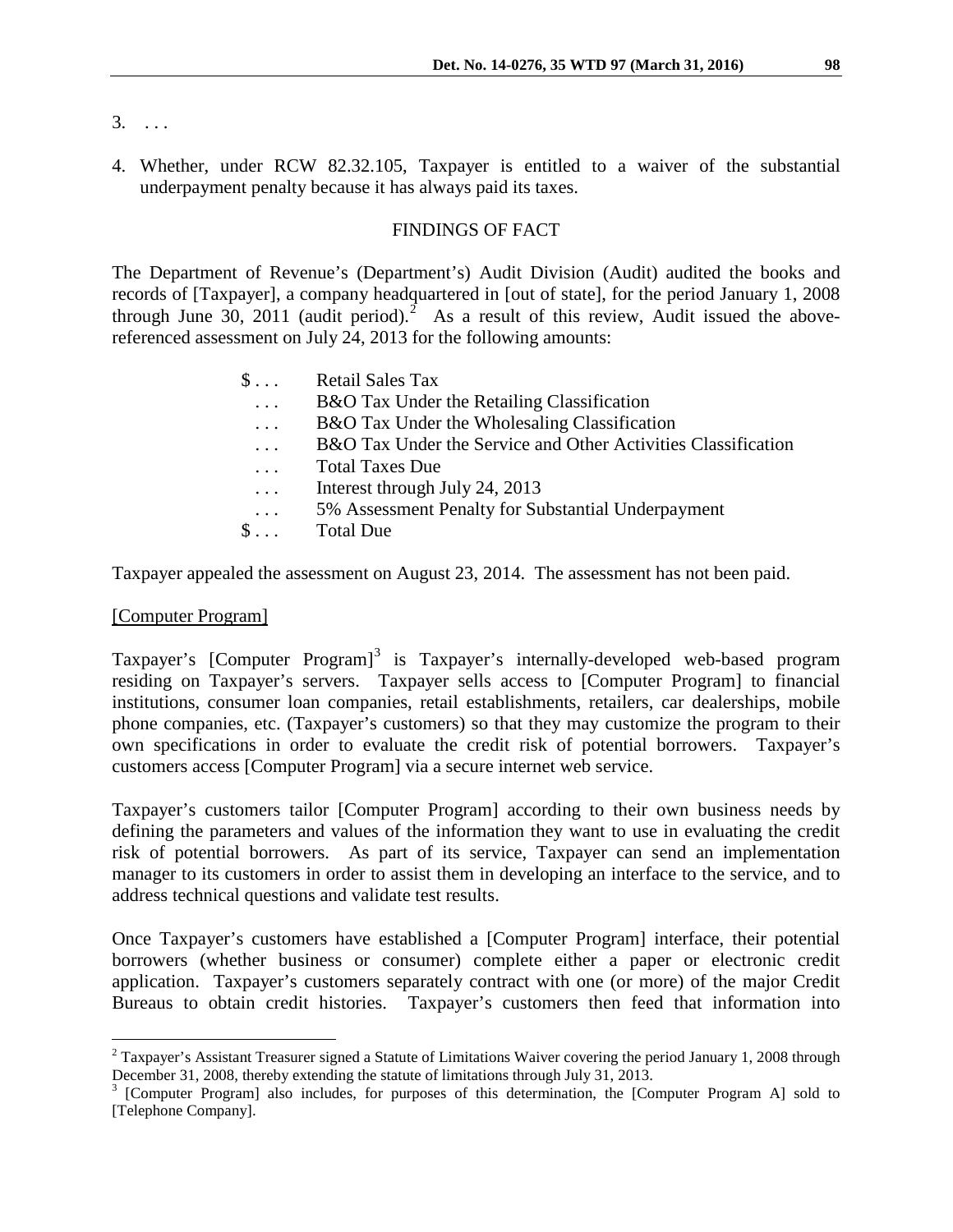3. . . .

4. Whether, under RCW 82.32.105, Taxpayer is entitled to a waiver of the substantial underpayment penalty because it has always paid its taxes.

## FINDINGS OF FACT

The Department of Revenue's (Department's) Audit Division (Audit) audited the books and records of [Taxpayer], a company headquartered in [out of state], for the period January 1, 2008 through June 30, 2011 (audit period).[2] As a result of this review, Audit issued the above-referenced assessment on July 24, 2013 for the following amounts:

| | |
|---|---|
| $ . . . | Retail Sales Tax |
| . . . | B&O Tax Under the Retailing Classification |
| . . . | B&O Tax Under the Wholesaling Classification |
| . . . | B&O Tax Under the Service and Other Activities Classification |
| . . . | Total Taxes Due |
| . . . | Interest through July 24, 2013 |
| . . . | 5% Assessment Penalty for Substantial Underpayment |
| $ . . . | Total Due |

Taxpayer appealed the assessment on August 23, 2014. The assessment has not been paid.

[Computer Program]

Taxpayer's [Computer Program][3] is Taxpayer's internally-developed web-based program residing on Taxpayer's servers. Taxpayer sells access to [Computer Program] to financial institutions, consumer loan companies, retail establishments, retailers, car dealerships, mobile phone companies, etc. (Taxpayer's customers) so that they may customize the program to their own specifications in order to evaluate the credit risk of potential borrowers. Taxpayer's customers access [Computer Program] via a secure internet web service.

Taxpayer's customers tailor [Computer Program] according to their own business needs by defining the parameters and values of the information they want to use in evaluating the credit risk of potential borrowers. As part of its service, Taxpayer can send an implementation manager to its customers in order to assist them in developing an interface to the service, and to address technical questions and validate test results.

Once Taxpayer's customers have established a [Computer Program] interface, their potential borrowers (whether business or consumer) complete either a paper or electronic credit application. Taxpayer's customers separately contract with one (or more) of the major Credit Bureaus to obtain credit histories. Taxpayer's customers then feed that information into

---

[2] Taxpayer's Assistant Treasurer signed a Statute of Limitations Waiver covering the period January 1, 2008 through December 31, 2008, thereby extending the statute of limitations through July 31, 2013.

[3] [Computer Program] also includes, for purposes of this determination, the [Computer Program A] sold to [Telephone Company].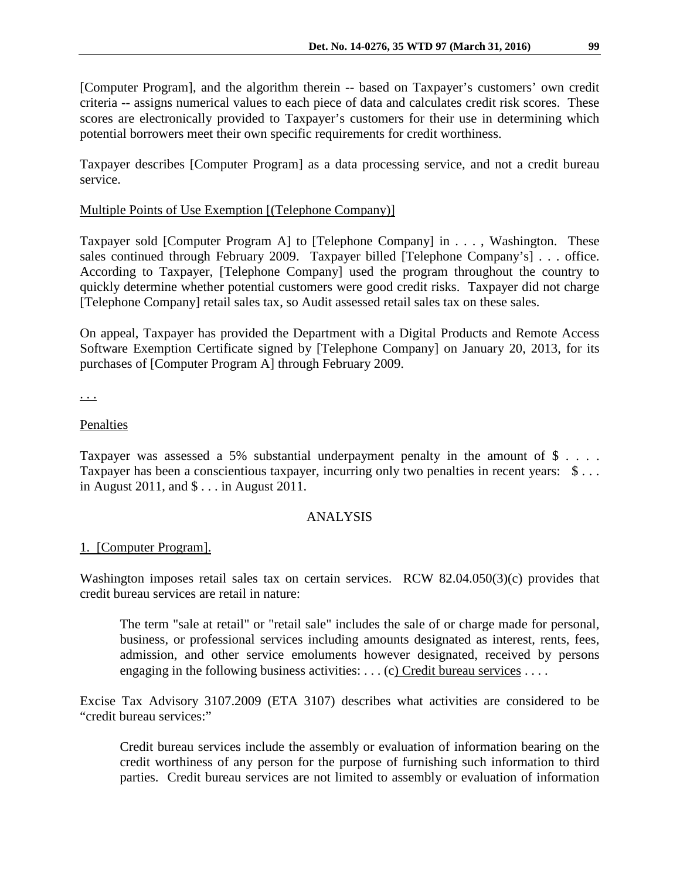[Computer Program], and the algorithm therein -- based on Taxpayer's customers' own credit criteria -- assigns numerical values to each piece of data and calculates credit risk scores. These scores are electronically provided to Taxpayer's customers for their use in determining which potential borrowers meet their own specific requirements for credit worthiness.

Taxpayer describes [Computer Program] as a data processing service, and not a credit bureau service.

Multiple Points of Use Exemption [(Telephone Company)]

Taxpayer sold [Computer Program A] to [Telephone Company] in . . . , Washington. These sales continued through February 2009. Taxpayer billed [Telephone Company's] . . . office. According to Taxpayer, [Telephone Company] used the program throughout the country to quickly determine whether potential customers were good credit risks. Taxpayer did not charge [Telephone Company] retail sales tax, so Audit assessed retail sales tax on these sales.

On appeal, Taxpayer has provided the Department with a Digital Products and Remote Access Software Exemption Certificate signed by [Telephone Company] on January 20, 2013, for its purchases of [Computer Program A] through February 2009.

. . .

Penalties

Taxpayer was assessed a 5% substantial underpayment penalty in the amount of $ . . . . Taxpayer has been a conscientious taxpayer, incurring only two penalties in recent years: $ . . . in August 2011, and $ . . . in August 2011.

## ANALYSIS

1. [Computer Program].

Washington imposes retail sales tax on certain services. RCW 82.04.050(3)(c) provides that credit bureau services are retail in nature:

> The term "sale at retail" or "retail sale" includes the sale of or charge made for personal, business, or professional services including amounts designated as interest, rents, fees, admission, and other service emoluments however designated, received by persons engaging in the following business activities: . . . (c) Credit bureau services . . . .

Excise Tax Advisory 3107.2009 (ETA 3107) describes what activities are considered to be "credit bureau services:"

> Credit bureau services include the assembly or evaluation of information bearing on the credit worthiness of any person for the purpose of furnishing such information to third parties. Credit bureau services are not limited to assembly or evaluation of information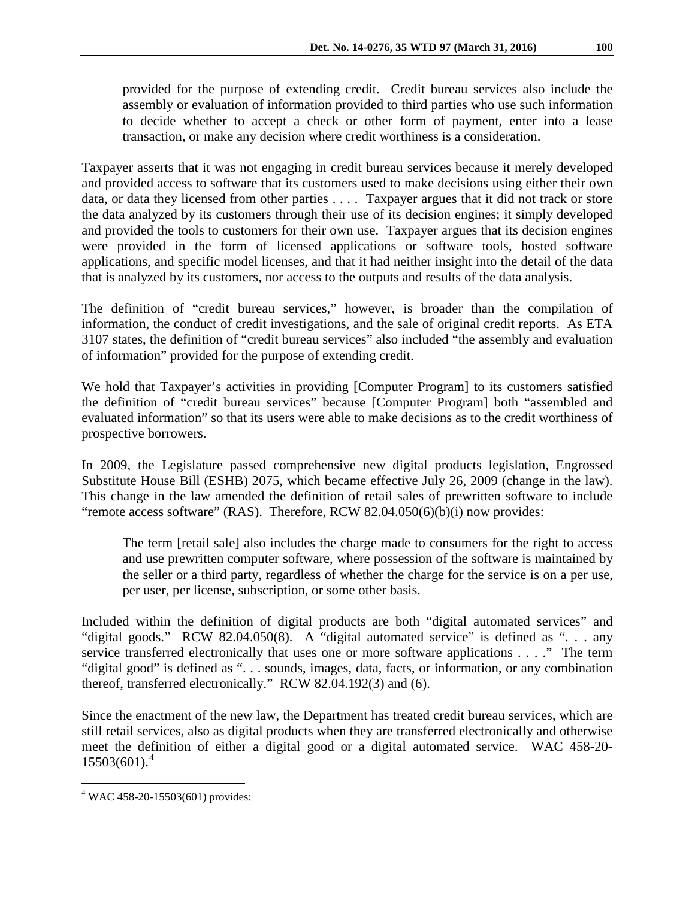> provided for the purpose of extending credit. Credit bureau services also include the assembly or evaluation of information provided to third parties who use such information to decide whether to accept a check or other form of payment, enter into a lease transaction, or make any decision where credit worthiness is a consideration.

Taxpayer asserts that it was not engaging in credit bureau services because it merely developed and provided access to software that its customers used to make decisions using either their own data, or data they licensed from other parties . . . . Taxpayer argues that it did not track or store the data analyzed by its customers through their use of its decision engines; it simply developed and provided the tools to customers for their own use. Taxpayer argues that its decision engines were provided in the form of licensed applications or software tools, hosted software applications, and specific model licenses, and that it had neither insight into the detail of the data that is analyzed by its customers, nor access to the outputs and results of the data analysis.

The definition of "credit bureau services," however, is broader than the compilation of information, the conduct of credit investigations, and the sale of original credit reports. As ETA 3107 states, the definition of "credit bureau services" also included "the assembly and evaluation of information" provided for the purpose of extending credit.

We hold that Taxpayer's activities in providing [Computer Program] to its customers satisfied the definition of "credit bureau services" because [Computer Program] both "assembled and evaluated information" so that its users were able to make decisions as to the credit worthiness of prospective borrowers.

In 2009, the Legislature passed comprehensive new digital products legislation, Engrossed Substitute House Bill (ESHB) 2075, which became effective July 26, 2009 (change in the law). This change in the law amended the definition of retail sales of prewritten software to include "remote access software" (RAS). Therefore, RCW 82.04.050(6)(b)(i) now provides:

> The term [retail sale] also includes the charge made to consumers for the right to access and use prewritten computer software, where possession of the software is maintained by the seller or a third party, regardless of whether the charge for the service is on a per use, per user, per license, subscription, or some other basis.

Included within the definition of digital products are both "digital automated services" and "digital goods." RCW 82.04.050(8). A "digital automated service" is defined as ". . . any service transferred electronically that uses one or more software applications . . . ." The term "digital good" is defined as ". . . sounds, images, data, facts, or information, or any combination thereof, transferred electronically." RCW 82.04.192(3) and (6).

Since the enactment of the new law, the Department has treated credit bureau services, which are still retail services, also as digital products when they are transferred electronically and otherwise meet the definition of either a digital good or a digital automated service. WAC 458-20-15503(601).[4]

---

[4] WAC 458-20-15503(601) provides: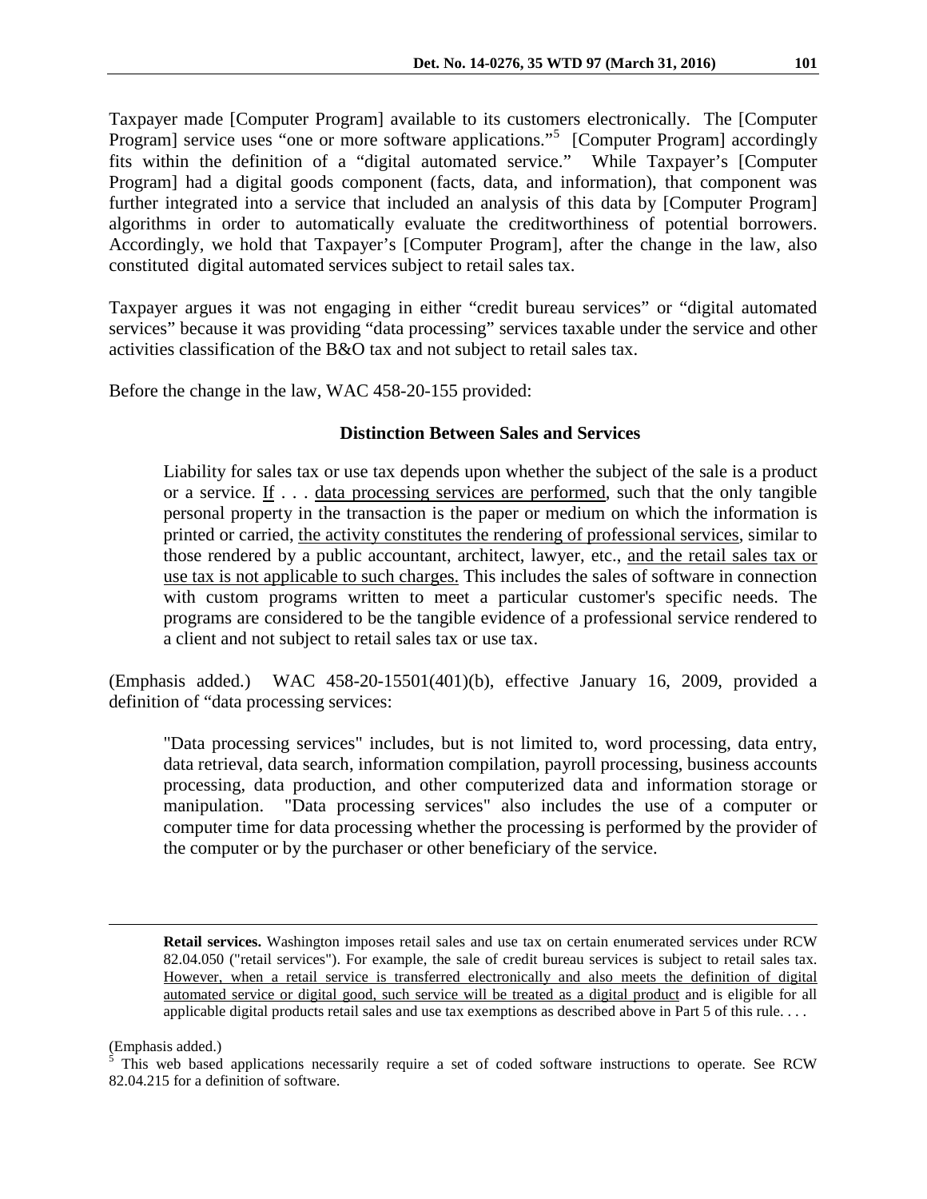Taxpayer made [Computer Program] available to its customers electronically. The [Computer Program] service uses "one or more software applications."[5] [Computer Program] accordingly fits within the definition of a "digital automated service." While Taxpayer's [Computer Program] had a digital goods component (facts, data, and information), that component was further integrated into a service that included an analysis of this data by [Computer Program] algorithms in order to automatically evaluate the creditworthiness of potential borrowers. Accordingly, we hold that Taxpayer's [Computer Program], after the change in the law, also constituted digital automated services subject to retail sales tax.

Taxpayer argues it was not engaging in either "credit bureau services" or "digital automated services" because it was providing "data processing" services taxable under the service and other activities classification of the B&O tax and not subject to retail sales tax.

Before the change in the law, WAC 458-20-155 provided:

> **Distinction Between Sales and Services**
>
> Liability for sales tax or use tax depends upon whether the subject of the sale is a product or a service. <u>If</u> . . . <u>data processing services are performed</u>, such that the only tangible personal property in the transaction is the paper or medium on which the information is printed or carried, <u>the activity constitutes the rendering of professional services</u>, similar to those rendered by a public accountant, architect, lawyer, etc., <u>and the retail sales tax or use tax is not applicable to such charges.</u> This includes the sales of software in connection with custom programs written to meet a particular customer's specific needs. The programs are considered to be the tangible evidence of a professional service rendered to a client and not subject to retail sales tax or use tax.

(Emphasis added.) WAC 458-20-15501(401)(b), effective January 16, 2009, provided a definition of "data processing services:

> "Data processing services" includes, but is not limited to, word processing, data entry, data retrieval, data search, information compilation, payroll processing, business accounts processing, data production, and other computerized data and information storage or manipulation. "Data processing services" also includes the use of a computer or computer time for data processing whether the processing is performed by the provider of the computer or by the purchaser or other beneficiary of the service.

---

> **Retail services.** Washington imposes retail sales and use tax on certain enumerated services under RCW 82.04.050 ("retail services"). For example, the sale of credit bureau services is subject to retail sales tax. <u>However, when a retail service is transferred electronically and also meets the definition of digital automated service or digital good, such service will be treated as a digital product</u> and is eligible for all applicable digital products retail sales and use tax exemptions as described above in Part 5 of this rule. . . .

(Emphasis added.)

[5] This web based applications necessarily require a set of coded software instructions to operate. See RCW 82.04.215 for a definition of software.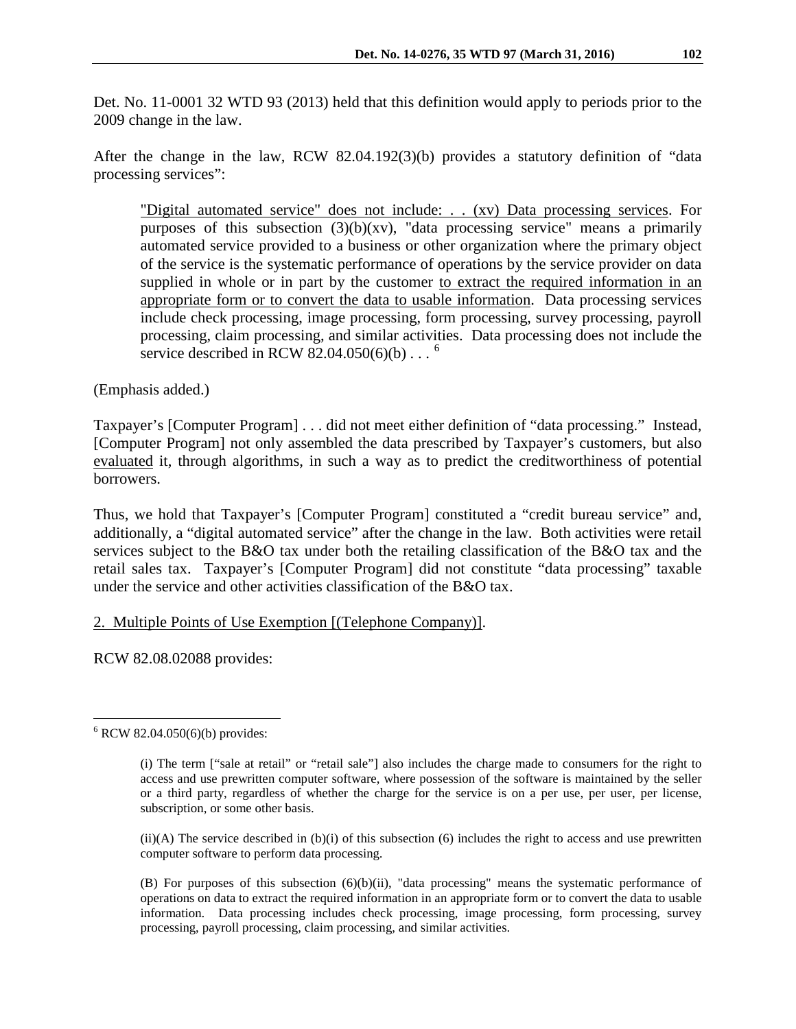Det. No. 11-0001 32 WTD 93 (2013) held that this definition would apply to periods prior to the 2009 change in the law.

After the change in the law, RCW 82.04.192(3)(b) provides a statutory definition of "data processing services":

> "Digital automated service" does not include: . . (xv) Data processing services. For purposes of this subsection (3)(b)(xv), "data processing service" means a primarily automated service provided to a business or other organization where the primary object of the service is the systematic performance of operations by the service provider on data supplied in whole or in part by the customer to extract the required information in an appropriate form or to convert the data to usable information. Data processing services include check processing, image processing, form processing, survey processing, payroll processing, claim processing, and similar activities. Data processing does not include the service described in RCW 82.04.050(6)(b) . . . [6]

(Emphasis added.)

Taxpayer's [Computer Program] . . . did not meet either definition of "data processing." Instead, [Computer Program] not only assembled the data prescribed by Taxpayer's customers, but also evaluated it, through algorithms, in such a way as to predict the creditworthiness of potential borrowers.

Thus, we hold that Taxpayer's [Computer Program] constituted a "credit bureau service" and, additionally, a "digital automated service" after the change in the law. Both activities were retail services subject to the B&O tax under both the retailing classification of the B&O tax and the retail sales tax. Taxpayer's [Computer Program] did not constitute "data processing" taxable under the service and other activities classification of the B&O tax.

2. Multiple Points of Use Exemption [(Telephone Company)].

RCW 82.08.02088 provides:

---

[6] RCW 82.04.050(6)(b) provides:

> (i) The term ["sale at retail" or "retail sale"] also includes the charge made to consumers for the right to access and use prewritten computer software, where possession of the software is maintained by the seller or a third party, regardless of whether the charge for the service is on a per use, per user, per license, subscription, or some other basis.
>
> (ii)(A) The service described in (b)(i) of this subsection (6) includes the right to access and use prewritten computer software to perform data processing.
>
> (B) For purposes of this subsection (6)(b)(ii), "data processing" means the systematic performance of operations on data to extract the required information in an appropriate form or to convert the data to usable information. Data processing includes check processing, image processing, form processing, survey processing, payroll processing, claim processing, and similar activities.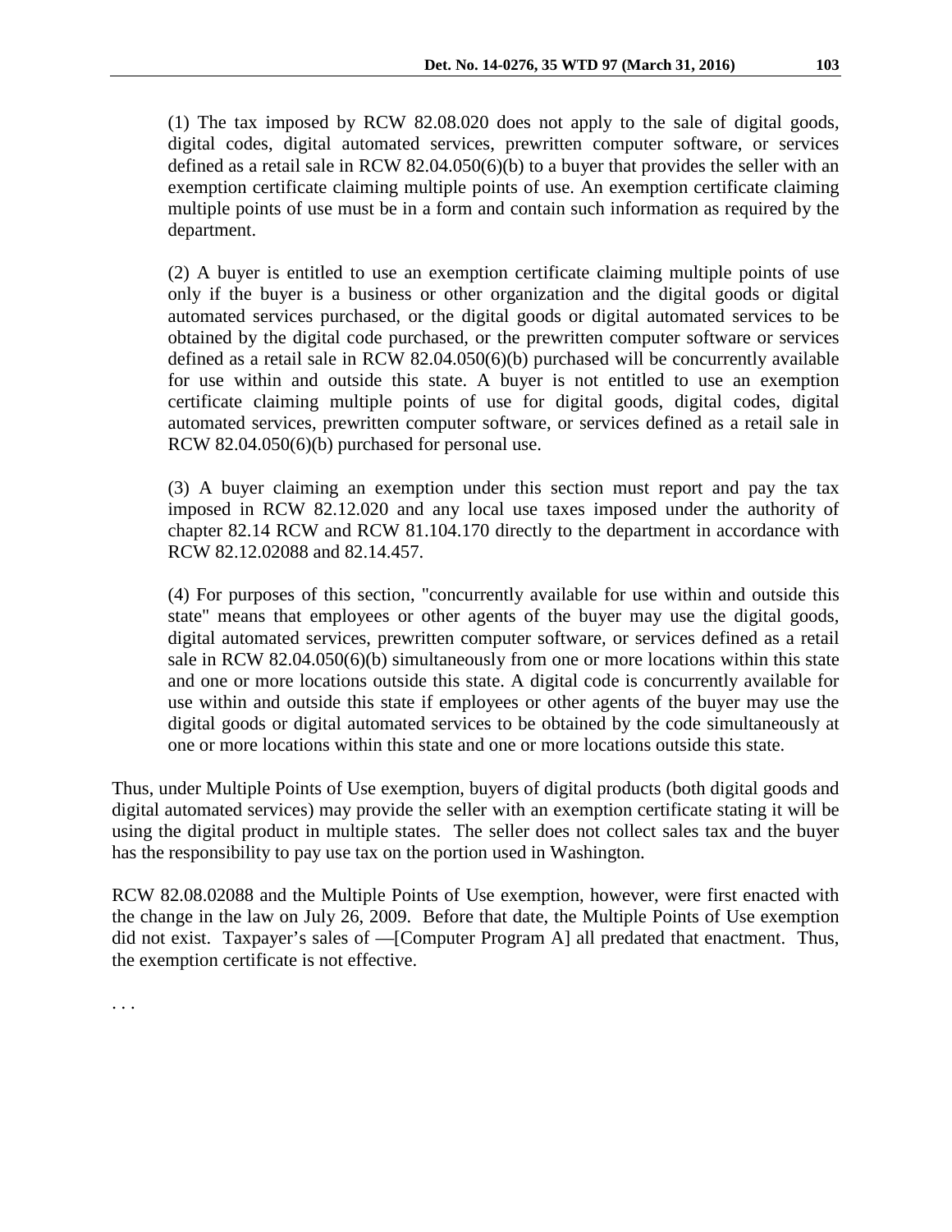> (1) The tax imposed by RCW 82.08.020 does not apply to the sale of digital goods, digital codes, digital automated services, prewritten computer software, or services defined as a retail sale in RCW 82.04.050(6)(b) to a buyer that provides the seller with an exemption certificate claiming multiple points of use. An exemption certificate claiming multiple points of use must be in a form and contain such information as required by the department.
>
> (2) A buyer is entitled to use an exemption certificate claiming multiple points of use only if the buyer is a business or other organization and the digital goods or digital automated services purchased, or the digital goods or digital automated services to be obtained by the digital code purchased, or the prewritten computer software or services defined as a retail sale in RCW 82.04.050(6)(b) purchased will be concurrently available for use within and outside this state. A buyer is not entitled to use an exemption certificate claiming multiple points of use for digital goods, digital codes, digital automated services, prewritten computer software, or services defined as a retail sale in RCW 82.04.050(6)(b) purchased for personal use.
>
> (3) A buyer claiming an exemption under this section must report and pay the tax imposed in RCW 82.12.020 and any local use taxes imposed under the authority of chapter 82.14 RCW and RCW 81.104.170 directly to the department in accordance with RCW 82.12.02088 and 82.14.457.
>
> (4) For purposes of this section, "concurrently available for use within and outside this state" means that employees or other agents of the buyer may use the digital goods, digital automated services, prewritten computer software, or services defined as a retail sale in RCW 82.04.050(6)(b) simultaneously from one or more locations within this state and one or more locations outside this state. A digital code is concurrently available for use within and outside this state if employees or other agents of the buyer may use the digital goods or digital automated services to be obtained by the code simultaneously at one or more locations within this state and one or more locations outside this state.

Thus, under Multiple Points of Use exemption, buyers of digital products (both digital goods and digital automated services) may provide the seller with an exemption certificate stating it will be using the digital product in multiple states. The seller does not collect sales tax and the buyer has the responsibility to pay use tax on the portion used in Washington.

RCW 82.08.02088 and the Multiple Points of Use exemption, however, were first enacted with the change in the law on July 26, 2009. Before that date, the Multiple Points of Use exemption did not exist. Taxpayer's sales of —[Computer Program A] all predated that enactment. Thus, the exemption certificate is not effective.

. . .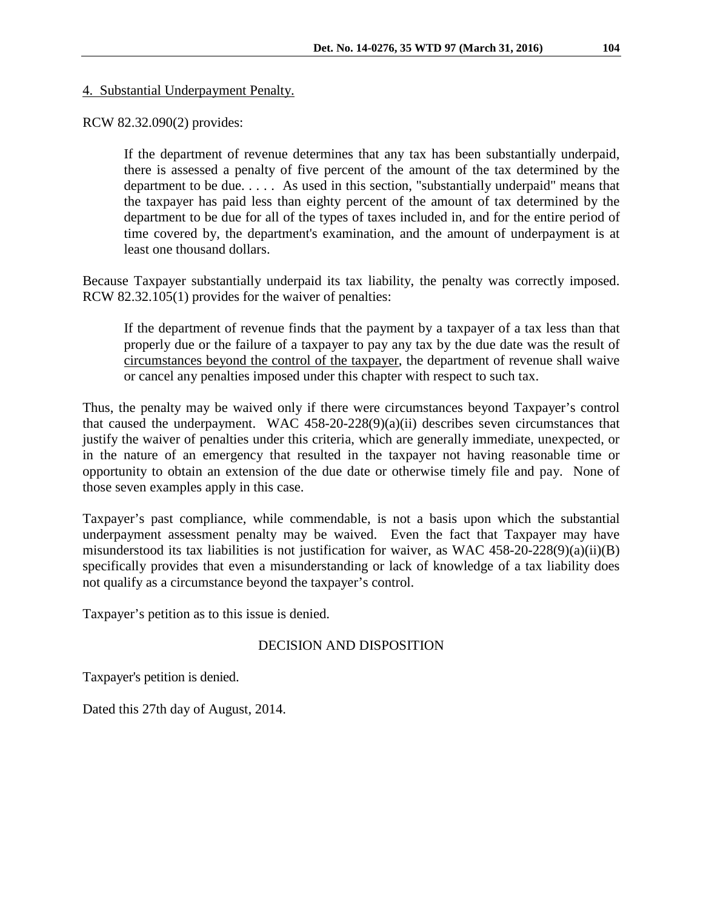4. Substantial Underpayment Penalty.

RCW 82.32.090(2) provides:

> If the department of revenue determines that any tax has been substantially underpaid, there is assessed a penalty of five percent of the amount of the tax determined by the department to be due. . . . . As used in this section, "substantially underpaid" means that the taxpayer has paid less than eighty percent of the amount of tax determined by the department to be due for all of the types of taxes included in, and for the entire period of time covered by, the department's examination, and the amount of underpayment is at least one thousand dollars.

Because Taxpayer substantially underpaid its tax liability, the penalty was correctly imposed. RCW 82.32.105(1) provides for the waiver of penalties:

> If the department of revenue finds that the payment by a taxpayer of a tax less than that properly due or the failure of a taxpayer to pay any tax by the due date was the result of circumstances beyond the control of the taxpayer, the department of revenue shall waive or cancel any penalties imposed under this chapter with respect to such tax.

Thus, the penalty may be waived only if there were circumstances beyond Taxpayer's control that caused the underpayment. WAC 458-20-228(9)(a)(ii) describes seven circumstances that justify the waiver of penalties under this criteria, which are generally immediate, unexpected, or in the nature of an emergency that resulted in the taxpayer not having reasonable time or opportunity to obtain an extension of the due date or otherwise timely file and pay. None of those seven examples apply in this case.

Taxpayer's past compliance, while commendable, is not a basis upon which the substantial underpayment assessment penalty may be waived. Even the fact that Taxpayer may have misunderstood its tax liabilities is not justification for waiver, as WAC 458-20-228(9)(a)(ii)(B) specifically provides that even a misunderstanding or lack of knowledge of a tax liability does not qualify as a circumstance beyond the taxpayer's control.

Taxpayer's petition as to this issue is denied.

## DECISION AND DISPOSITION

Taxpayer's petition is denied.

Dated this 27th day of August, 2014.